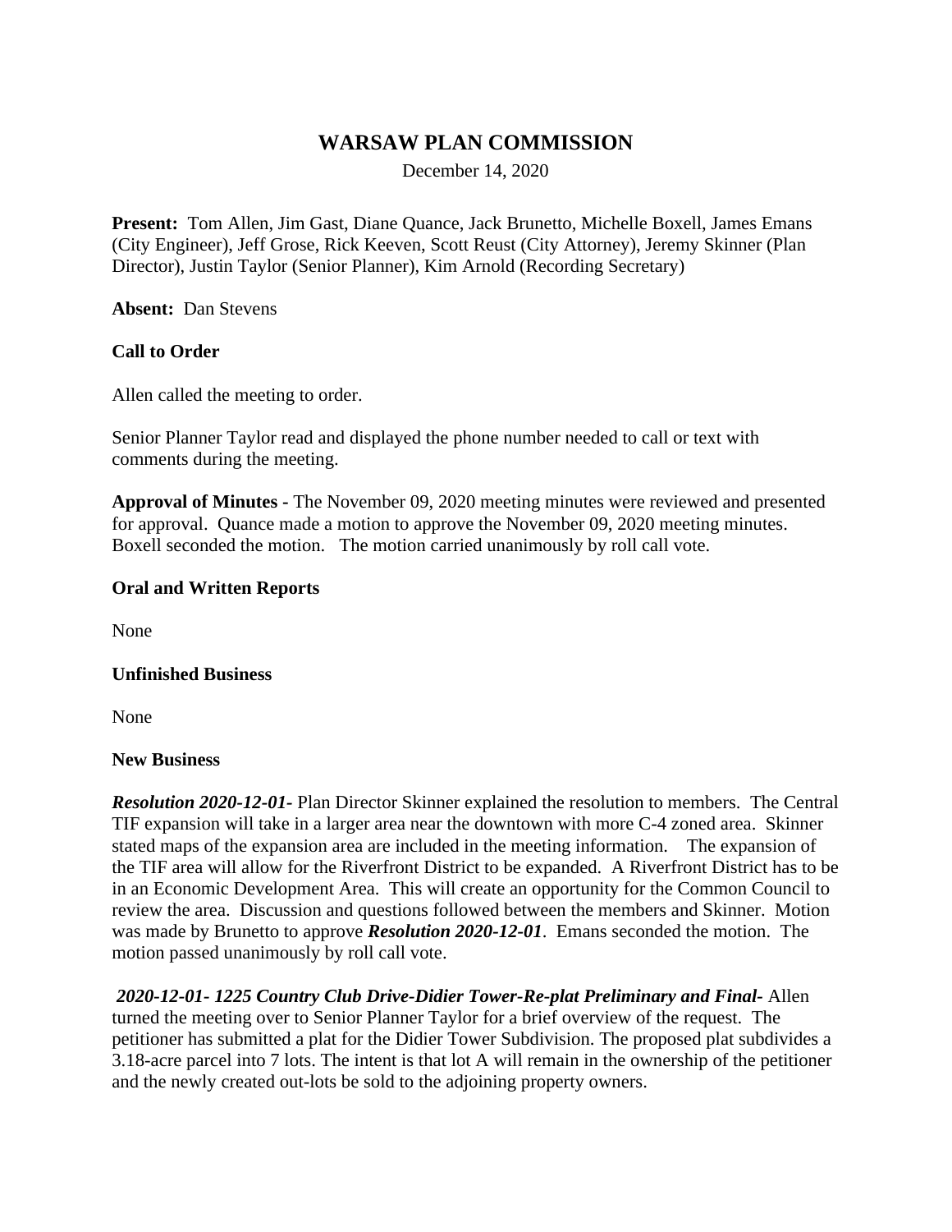# WARSAW PLAN COMMISSION

December 14, 2020

**Present:** Tom Allen, Jim Gast, Diane Quance, Jack Brunetto, Michelle Boxell, James Emans (City Engineer), Jeff Grose, Rick Keeven, Scott Reust (City Attorney), Jeremy Skinner (Plan Director), Justin Taylor (Senior Planner), Kim Arnold (Recording Secretary)

**Absent:** Dan Stevens

**Call to Order**

Allen called the meeting to order.

Senior Planner Taylor read and displayed the phone number needed to call or text with comments during the meeting.

**Approval of Minutes -** The November 09, 2020 meeting minutes were reviewed and presented for approval. Quance made a motion to approve the November 09, 2020 meeting minutes. Boxell seconded the motion. The motion carried unanimously by roll call vote.

**Oral and Written Reports**

None

**Unfinished Business**

None

**New Business**

***Resolution 2020-12-01-*** Plan Director Skinner explained the resolution to members. The Central TIF expansion will take in a larger area near the downtown with more C-4 zoned area. Skinner stated maps of the expansion area are included in the meeting information. The expansion of the TIF area will allow for the Riverfront District to be expanded. A Riverfront District has to be in an Economic Development Area. This will create an opportunity for the Common Council to review the area. Discussion and questions followed between the members and Skinner. Motion was made by Brunetto to approve ***Resolution 2020-12-01***. Emans seconded the motion. The motion passed unanimously by roll call vote.

***2020-12-01- 1225 Country Club Drive-Didier Tower-Re-plat Preliminary and Final-*** Allen turned the meeting over to Senior Planner Taylor for a brief overview of the request. The petitioner has submitted a plat for the Didier Tower Subdivision. The proposed plat subdivides a 3.18-acre parcel into 7 lots. The intent is that lot A will remain in the ownership of the petitioner and the newly created out-lots be sold to the adjoining property owners.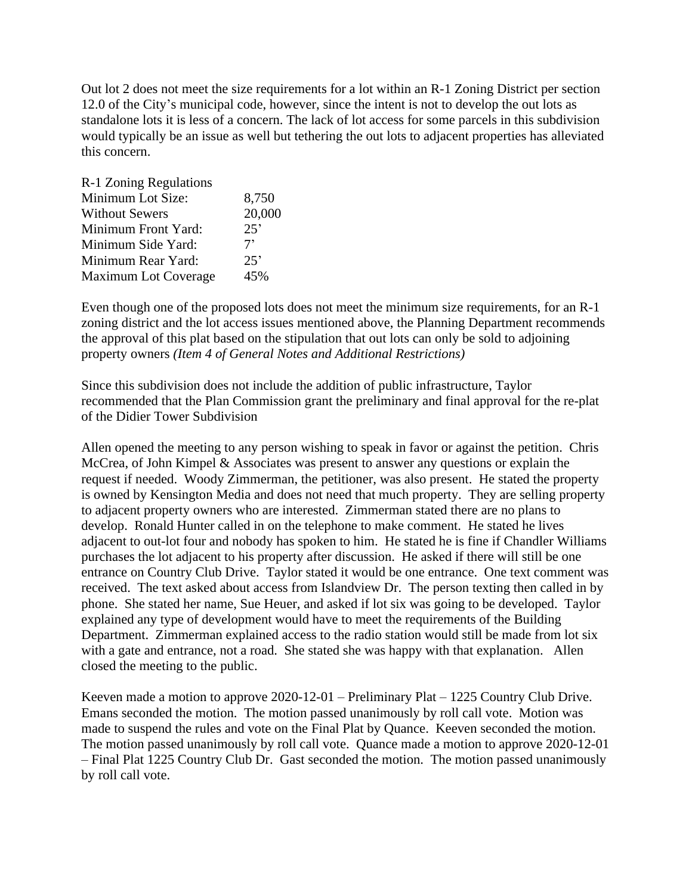Out lot 2 does not meet the size requirements for a lot within an R-1 Zoning District per section 12.0 of the City's municipal code, however, since the intent is not to develop the out lots as standalone lots it is less of a concern. The lack of lot access for some parcels in this subdivision would typically be an issue as well but tethering the out lots to adjacent properties has alleviated this concern.

| R-1 Zoning Regulations | |
|---|---|
| Minimum Lot Size: | 8,750 |
| Without Sewers | 20,000 |
| Minimum Front Yard: | 25' |
| Minimum Side Yard: | 7' |
| Minimum Rear Yard: | 25' |
| Maximum Lot Coverage | 45% |

Even though one of the proposed lots does not meet the minimum size requirements, for an R-1 zoning district and the lot access issues mentioned above, the Planning Department recommends the approval of this plat based on the stipulation that out lots can only be sold to adjoining property owners *(Item 4 of General Notes and Additional Restrictions)*

Since this subdivision does not include the addition of public infrastructure, Taylor recommended that the Plan Commission grant the preliminary and final approval for the re-plat of the Didier Tower Subdivision

Allen opened the meeting to any person wishing to speak in favor or against the petition. Chris McCrea, of John Kimpel & Associates was present to answer any questions or explain the request if needed. Woody Zimmerman, the petitioner, was also present. He stated the property is owned by Kensington Media and does not need that much property. They are selling property to adjacent property owners who are interested. Zimmerman stated there are no plans to develop. Ronald Hunter called in on the telephone to make comment. He stated he lives adjacent to out-lot four and nobody has spoken to him. He stated he is fine if Chandler Williams purchases the lot adjacent to his property after discussion. He asked if there will still be one entrance on Country Club Drive. Taylor stated it would be one entrance. One text comment was received. The text asked about access from Islandview Dr. The person texting then called in by phone. She stated her name, Sue Heuer, and asked if lot six was going to be developed. Taylor explained any type of development would have to meet the requirements of the Building Department. Zimmerman explained access to the radio station would still be made from lot six with a gate and entrance, not a road. She stated she was happy with that explanation. Allen closed the meeting to the public.

Keeven made a motion to approve 2020-12-01 – Preliminary Plat – 1225 Country Club Drive. Emans seconded the motion. The motion passed unanimously by roll call vote. Motion was made to suspend the rules and vote on the Final Plat by Quance. Keeven seconded the motion. The motion passed unanimously by roll call vote. Quance made a motion to approve 2020-12-01 – Final Plat 1225 Country Club Dr. Gast seconded the motion. The motion passed unanimously by roll call vote.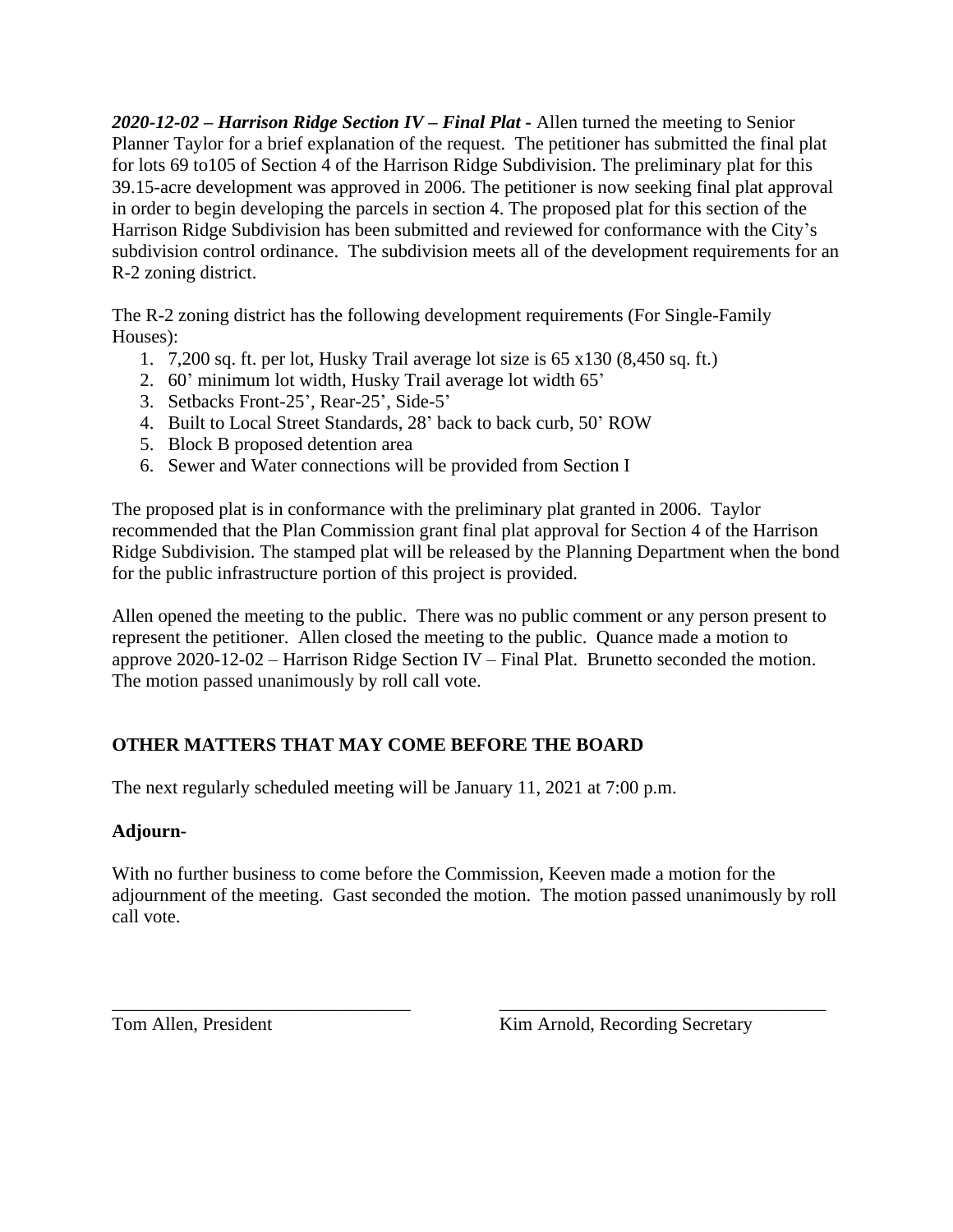***2020-12-02 – Harrison Ridge Section IV – Final Plat -*** Allen turned the meeting to Senior Planner Taylor for a brief explanation of the request. The petitioner has submitted the final plat for lots 69 to105 of Section 4 of the Harrison Ridge Subdivision. The preliminary plat for this 39.15-acre development was approved in 2006. The petitioner is now seeking final plat approval in order to begin developing the parcels in section 4. The proposed plat for this section of the Harrison Ridge Subdivision has been submitted and reviewed for conformance with the City's subdivision control ordinance. The subdivision meets all of the development requirements for an R-2 zoning district.

The R-2 zoning district has the following development requirements (For Single-Family Houses):

1. 7,200 sq. ft. per lot, Husky Trail average lot size is 65 x130 (8,450 sq. ft.)
2. 60' minimum lot width, Husky Trail average lot width 65'
3. Setbacks Front-25', Rear-25', Side-5'
4. Built to Local Street Standards, 28' back to back curb, 50' ROW
5. Block B proposed detention area
6. Sewer and Water connections will be provided from Section I

The proposed plat is in conformance with the preliminary plat granted in 2006. Taylor recommended that the Plan Commission grant final plat approval for Section 4 of the Harrison Ridge Subdivision. The stamped plat will be released by the Planning Department when the bond for the public infrastructure portion of this project is provided.

Allen opened the meeting to the public. There was no public comment or any person present to represent the petitioner. Allen closed the meeting to the public. Quance made a motion to approve 2020-12-02 – Harrison Ridge Section IV – Final Plat. Brunetto seconded the motion. The motion passed unanimously by roll call vote.

## OTHER MATTERS THAT MAY COME BEFORE THE BOARD

The next regularly scheduled meeting will be January 11, 2021 at 7:00 p.m.

**Adjourn-**

With no further business to come before the Commission, Keeven made a motion for the adjournment of the meeting. Gast seconded the motion. The motion passed unanimously by roll call vote.

\_\_\_\_\_\_\_\_\_\_\_\_\_\_\_\_\_\_\_\_\_\_\_\_\_\_\_\_\_\_\_\_ \_\_\_\_\_\_\_\_\_\_\_\_\_\_\_\_\_\_\_\_\_\_\_\_\_\_\_\_\_\_\_\_\_\_\_

Tom Allen, President Kim Arnold, Recording Secretary